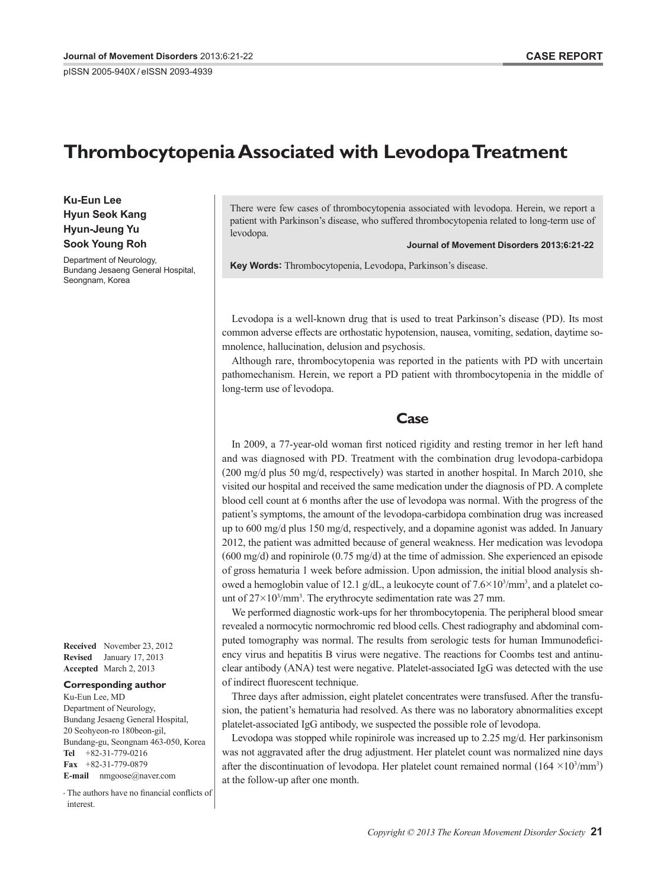# Thrombocytopenia Associated with Levodopa Treatment

**Ku-Eun Lee**
**Hyun Seok Kang**
**Hyun-Jeung Yu**
**Sook Young Roh**

Department of Neurology, Bundang Jesaeng General Hospital, Seongnam, Korea

There were few cases of thrombocytopenia associated with levodopa. Herein, we report a patient with Parkinson's disease, who suffered thrombocytopenia related to long-term use of levodopa.

**Key Words:** Thrombocytopenia, Levodopa, Parkinson's disease.

**Received** November 23, 2012
**Revised** January 17, 2013
**Accepted** March 2, 2013

**Corresponding author**
Ku-Eun Lee, MD
Department of Neurology, Bundang Jesaeng General Hospital, 20 Seohyeon-ro 180beon-gil, Bundang-gu, Seongnam 463-050, Korea
**Tel** +82-31-779-0216
**Fax** +82-31-779-0879
**E-mail** nmgoose@naver.com

- The authors have no financial conflicts of interest.

Levodopa is a well-known drug that is used to treat Parkinson's disease (PD). Its most common adverse effects are orthostatic hypotension, nausea, vomiting, sedation, daytime somnolence, hallucination, delusion and psychosis.

Although rare, thrombocytopenia was reported in the patients with PD with uncertain pathomechanism. Herein, we report a PD patient with thrombocytopenia in the middle of long-term use of levodopa.

## Case

In 2009, a 77-year-old woman first noticed rigidity and resting tremor in her left hand and was diagnosed with PD. Treatment with the combination drug levodopa-carbidopa (200 mg/d plus 50 mg/d, respectively) was started in another hospital. In March 2010, she visited our hospital and received the same medication under the diagnosis of PD. A complete blood cell count at 6 months after the use of levodopa was normal. With the progress of the patient's symptoms, the amount of the levodopa-carbidopa combination drug was increased up to 600 mg/d plus 150 mg/d, respectively, and a dopamine agonist was added. In January 2012, the patient was admitted because of general weakness. Her medication was levodopa (600 mg/d) and ropinirole (0.75 mg/d) at the time of admission. She experienced an episode of gross hematuria 1 week before admission. Upon admission, the initial blood analysis showed a hemoglobin value of 12.1 g/dL, a leukocyte count of $7.6\times10^3/mm^3$, and a platelet count of $27\times10^3/mm^3$. The erythrocyte sedimentation rate was 27 mm.

We performed diagnostic work-ups for her thrombocytopenia. The peripheral blood smear revealed a normocytic normochromic red blood cells. Chest radiography and abdominal computed tomography was normal. The results from serologic tests for human Immunodeficiency virus and hepatitis B virus were negative. The reactions for Coombs test and antinuclear antibody (ANA) test were negative. Platelet-associated IgG was detected with the use of indirect fluorescent technique.

Three days after admission, eight platelet concentrates were transfused. After the transfusion, the patient's hematuria had resolved. As there was no laboratory abnormalities except platelet-associated IgG antibody, we suspected the possible role of levodopa.

Levodopa was stopped while ropinirole was increased up to 2.25 mg/d. Her parkinsonism was not aggravated after the drug adjustment. Her platelet count was normalized nine days after the discontinuation of levodopa. Her platelet count remained normal ($164\times10^3/mm^3$) at the follow-up after one month.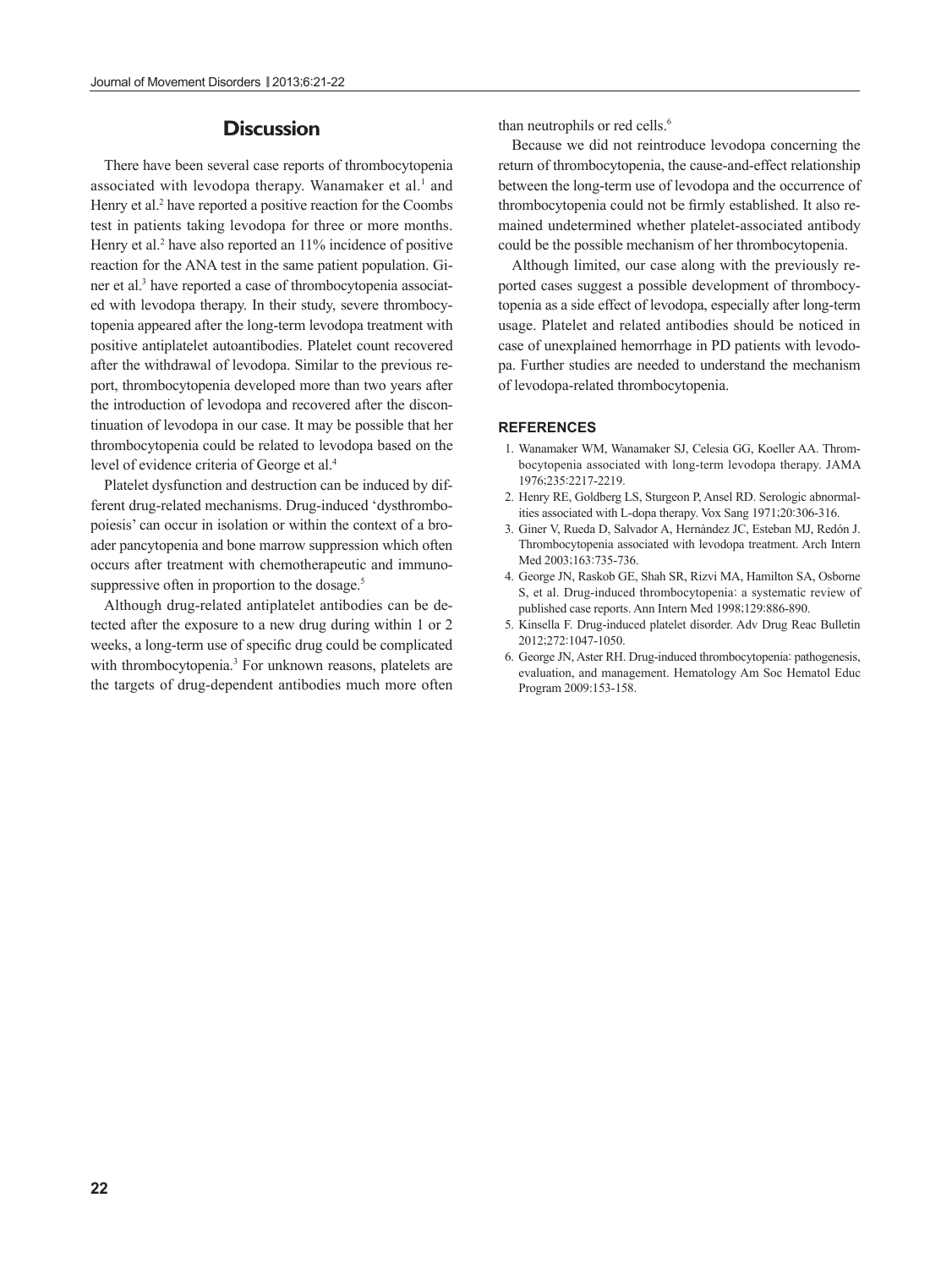## Discussion

There have been several case reports of thrombocytopenia associated with levodopa therapy. Wanamaker et al.[1] and Henry et al.[2] have reported a positive reaction for the Coombs test in patients taking levodopa for three or more months. Henry et al.[2] have also reported an 11% incidence of positive reaction for the ANA test in the same patient population. Giner et al.[3] have reported a case of thrombocytopenia associated with levodopa therapy. In their study, severe thrombocytopenia appeared after the long-term levodopa treatment with positive antiplatelet autoantibodies. Platelet count recovered after the withdrawal of levodopa. Similar to the previous report, thrombocytopenia developed more than two years after the introduction of levodopa and recovered after the discontinuation of levodopa in our case. It may be possible that her thrombocytopenia could be related to levodopa based on the level of evidence criteria of George et al.[4]

Platelet dysfunction and destruction can be induced by different drug-related mechanisms. Drug-induced 'dysthrombopoiesis' can occur in isolation or within the context of a broader pancytopenia and bone marrow suppression which often occurs after treatment with chemotherapeutic and immunosuppressive often in proportion to the dosage.[5]

Although drug-related antiplatelet antibodies can be detected after the exposure to a new drug during within 1 or 2 weeks, a long-term use of specific drug could be complicated with thrombocytopenia.[3] For unknown reasons, platelets are the targets of drug-dependent antibodies much more often than neutrophils or red cells.[6]

Because we did not reintroduce levodopa concerning the return of thrombocytopenia, the cause-and-effect relationship between the long-term use of levodopa and the occurrence of thrombocytopenia could not be firmly established. It also remained undetermined whether platelet-associated antibody could be the possible mechanism of her thrombocytopenia.

Although limited, our case along with the previously reported cases suggest a possible development of thrombocytopenia as a side effect of levodopa, especially after long-term usage. Platelet and related antibodies should be noticed in case of unexplained hemorrhage in PD patients with levodopa. Further studies are needed to understand the mechanism of levodopa-related thrombocytopenia.

### REFERENCES

1. Wanamaker WM, Wanamaker SJ, Celesia GG, Koeller AA. Thrombocytopenia associated with long-term levodopa therapy. JAMA 1976;235:2217-2219.
2. Henry RE, Goldberg LS, Sturgeon P, Ansel RD. Serologic abnormalities associated with L-dopa therapy. Vox Sang 1971;20:306-316.
3. Giner V, Rueda D, Salvador A, Hernàndez JC, Esteban MJ, Redón J. Thrombocytopenia associated with levodopa treatment. Arch Intern Med 2003;163:735-736.
4. George JN, Raskob GE, Shah SR, Rizvi MA, Hamilton SA, Osborne S, et al. Drug-induced thrombocytopenia: a systematic review of published case reports. Ann Intern Med 1998;129:886-890.
5. Kinsella F. Drug-induced platelet disorder. Adv Drug Reac Bulletin 2012;272:1047-1050.
6. George JN, Aster RH. Drug-induced thrombocytopenia: pathogenesis, evaluation, and management. Hematology Am Soc Hematol Educ Program 2009:153-158.